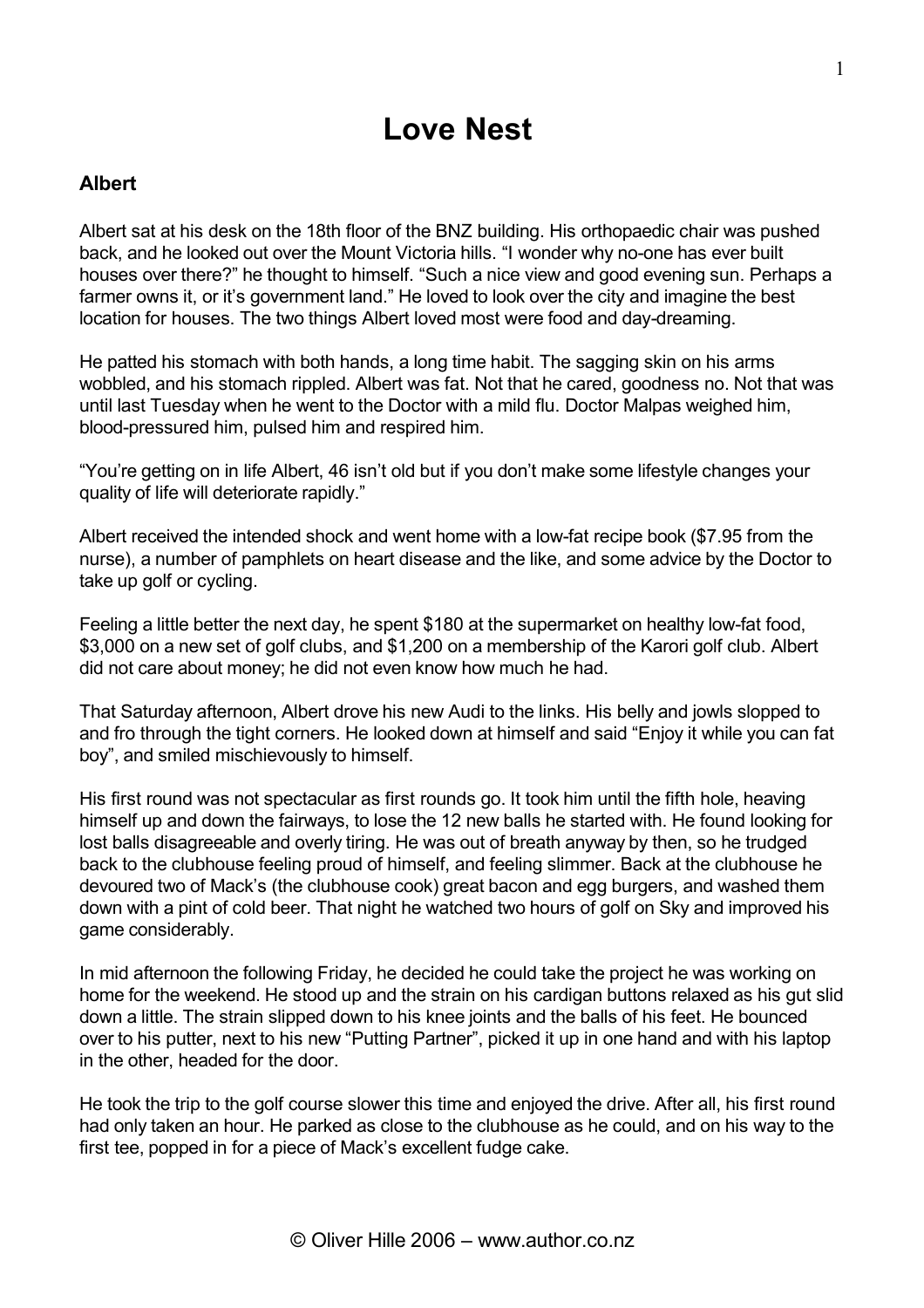# Love Nest

### Albert

Albert sat at his desk on the 18th floor of the BNZ building. His orthopaedic chair was pushed back, and he looked out over the Mount Victoria hills. "I wonder why no-one has ever built houses over there?" he thought to himself. "Such a nice view and good evening sun. Perhaps a farmer owns it, or it's government land." He loved to look over the city and imagine the best location for houses. The two things Albert loved most were food and day-dreaming.

He patted his stomach with both hands, a long time habit. The sagging skin on his arms wobbled, and his stomach rippled. Albert was fat. Not that he cared, goodness no. Not that was until last Tuesday when he went to the Doctor with a mild flu. Doctor Malpas weighed him, blood-pressured him, pulsed him and respired him.

"You're getting on in life Albert, 46 isn't old but if you don't make some lifestyle changes your quality of life will deteriorate rapidly."

Albert received the intended shock and went home with a low-fat recipe book ($7.95 from the nurse), a number of pamphlets on heart disease and the like, and some advice by the Doctor to take up golf or cycling.

Feeling a little better the next day, he spent $180 at the supermarket on healthy low-fat food, $3,000 on a new set of golf clubs, and $1,200 on a membership of the Karori golf club. Albert did not care about money; he did not even know how much he had.

That Saturday afternoon, Albert drove his new Audi to the links. His belly and jowls slopped to and fro through the tight corners. He looked down at himself and said "Enjoy it while you can fat boy", and smiled mischievously to himself.

His first round was not spectacular as first rounds go. It took him until the fifth hole, heaving himself up and down the fairways, to lose the 12 new balls he started with. He found looking for lost balls disagreeable and overly tiring. He was out of breath anyway by then, so he trudged back to the clubhouse feeling proud of himself, and feeling slimmer. Back at the clubhouse he devoured two of Mack's (the clubhouse cook) great bacon and egg burgers, and washed them down with a pint of cold beer. That night he watched two hours of golf on Sky and improved his game considerably.

In mid afternoon the following Friday, he decided he could take the project he was working on home for the weekend. He stood up and the strain on his cardigan buttons relaxed as his gut slid down a little. The strain slipped down to his knee joints and the balls of his feet. He bounced over to his putter, next to his new "Putting Partner", picked it up in one hand and with his laptop in the other, headed for the door.

He took the trip to the golf course slower this time and enjoyed the drive. After all, his first round had only taken an hour. He parked as close to the clubhouse as he could, and on his way to the first tee, popped in for a piece of Mack's excellent fudge cake.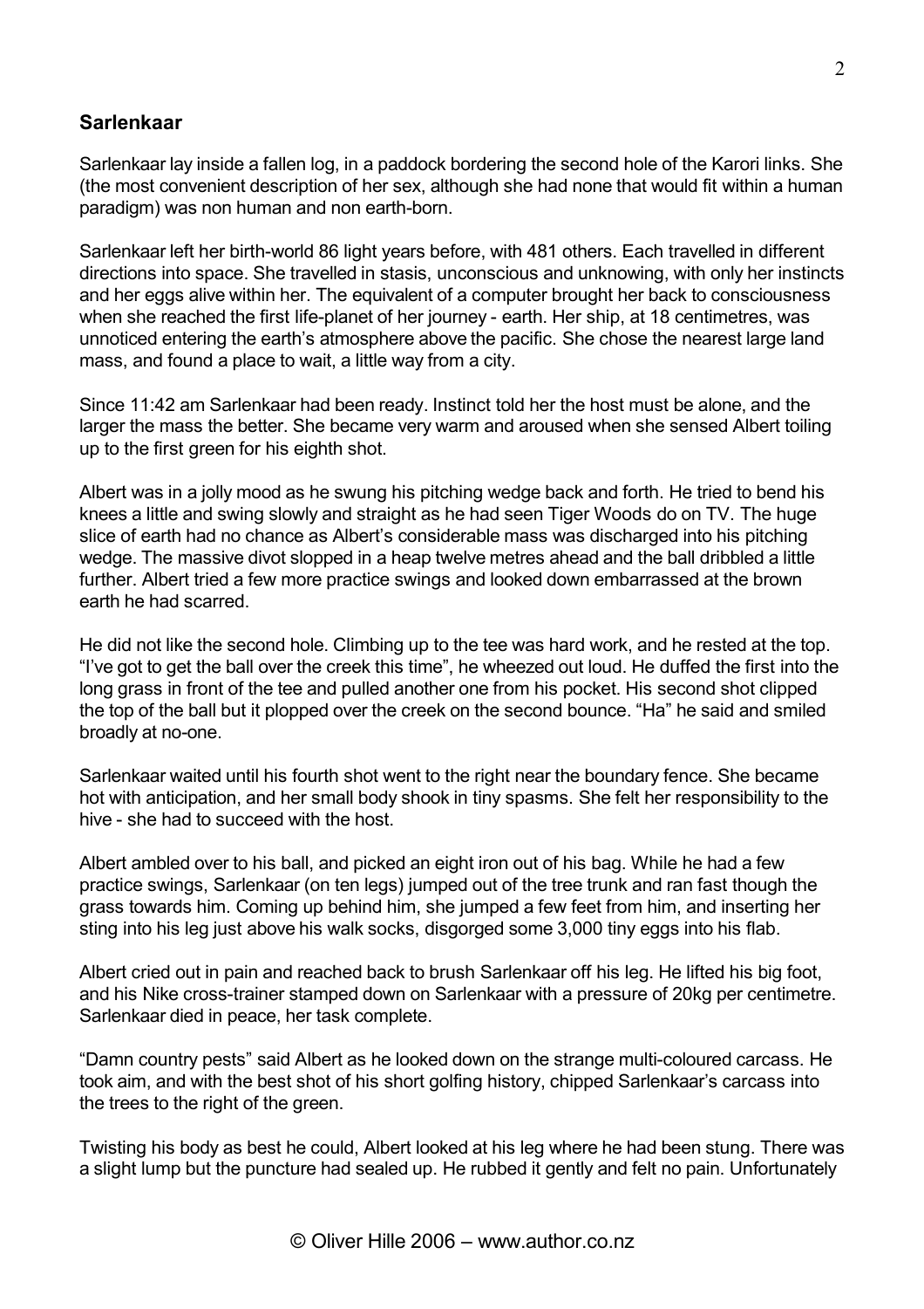## Sarlenkaar

Sarlenkaar lay inside a fallen log, in a paddock bordering the second hole of the Karori links. She (the most convenient description of her sex, although she had none that would fit within a human paradigm) was non human and non earth-born.

Sarlenkaar left her birth-world 86 light years before, with 481 others. Each travelled in different directions into space. She travelled in stasis, unconscious and unknowing, with only her instincts and her eggs alive within her. The equivalent of a computer brought her back to consciousness when she reached the first life-planet of her journey - earth. Her ship, at 18 centimetres, was unnoticed entering the earth's atmosphere above the pacific. She chose the nearest large land mass, and found a place to wait, a little way from a city.

Since 11:42 am Sarlenkaar had been ready. Instinct told her the host must be alone, and the larger the mass the better. She became very warm and aroused when she sensed Albert toiling up to the first green for his eighth shot.

Albert was in a jolly mood as he swung his pitching wedge back and forth. He tried to bend his knees a little and swing slowly and straight as he had seen Tiger Woods do on TV. The huge slice of earth had no chance as Albert's considerable mass was discharged into his pitching wedge. The massive divot slopped in a heap twelve metres ahead and the ball dribbled a little further. Albert tried a few more practice swings and looked down embarrassed at the brown earth he had scarred.

He did not like the second hole. Climbing up to the tee was hard work, and he rested at the top. "I've got to get the ball over the creek this time", he wheezed out loud. He duffed the first into the long grass in front of the tee and pulled another one from his pocket. His second shot clipped the top of the ball but it plopped over the creek on the second bounce. "Ha" he said and smiled broadly at no-one.

Sarlenkaar waited until his fourth shot went to the right near the boundary fence. She became hot with anticipation, and her small body shook in tiny spasms. She felt her responsibility to the hive - she had to succeed with the host.

Albert ambled over to his ball, and picked an eight iron out of his bag. While he had a few practice swings, Sarlenkaar (on ten legs) jumped out of the tree trunk and ran fast though the grass towards him. Coming up behind him, she jumped a few feet from him, and inserting her sting into his leg just above his walk socks, disgorged some 3,000 tiny eggs into his flab.

Albert cried out in pain and reached back to brush Sarlenkaar off his leg. He lifted his big foot, and his Nike cross-trainer stamped down on Sarlenkaar with a pressure of 20kg per centimetre. Sarlenkaar died in peace, her task complete.

"Damn country pests" said Albert as he looked down on the strange multi-coloured carcass. He took aim, and with the best shot of his short golfing history, chipped Sarlenkaar's carcass into the trees to the right of the green.

Twisting his body as best he could, Albert looked at his leg where he had been stung. There was a slight lump but the puncture had sealed up. He rubbed it gently and felt no pain. Unfortunately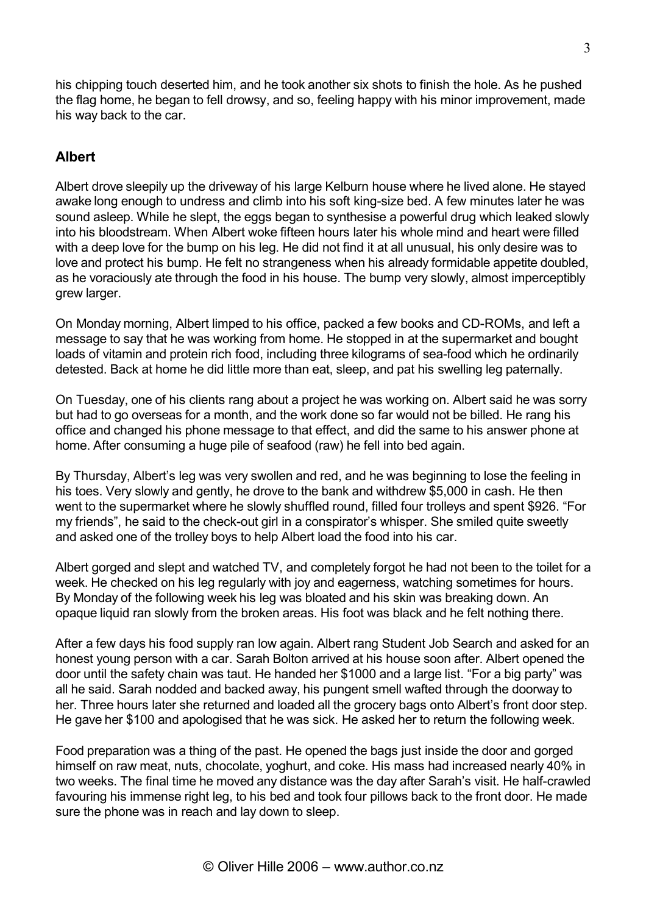his chipping touch deserted him, and he took another six shots to finish the hole. As he pushed the flag home, he began to fell drowsy, and so, feeling happy with his minor improvement, made his way back to the car.

## Albert

Albert drove sleepily up the driveway of his large Kelburn house where he lived alone. He stayed awake long enough to undress and climb into his soft king-size bed. A few minutes later he was sound asleep. While he slept, the eggs began to synthesise a powerful drug which leaked slowly into his bloodstream. When Albert woke fifteen hours later his whole mind and heart were filled with a deep love for the bump on his leg. He did not find it at all unusual, his only desire was to love and protect his bump. He felt no strangeness when his already formidable appetite doubled, as he voraciously ate through the food in his house. The bump very slowly, almost imperceptibly grew larger.

On Monday morning, Albert limped to his office, packed a few books and CD-ROMs, and left a message to say that he was working from home. He stopped in at the supermarket and bought loads of vitamin and protein rich food, including three kilograms of sea-food which he ordinarily detested. Back at home he did little more than eat, sleep, and pat his swelling leg paternally.

On Tuesday, one of his clients rang about a project he was working on. Albert said he was sorry but had to go overseas for a month, and the work done so far would not be billed. He rang his office and changed his phone message to that effect, and did the same to his answer phone at home. After consuming a huge pile of seafood (raw) he fell into bed again.

By Thursday, Albert's leg was very swollen and red, and he was beginning to lose the feeling in his toes. Very slowly and gently, he drove to the bank and withdrew $5,000 in cash. He then went to the supermarket where he slowly shuffled round, filled four trolleys and spent $926. "For my friends", he said to the check-out girl in a conspirator's whisper. She smiled quite sweetly and asked one of the trolley boys to help Albert load the food into his car.

Albert gorged and slept and watched TV, and completely forgot he had not been to the toilet for a week. He checked on his leg regularly with joy and eagerness, watching sometimes for hours. By Monday of the following week his leg was bloated and his skin was breaking down. An opaque liquid ran slowly from the broken areas. His foot was black and he felt nothing there.

After a few days his food supply ran low again. Albert rang Student Job Search and asked for an honest young person with a car. Sarah Bolton arrived at his house soon after. Albert opened the door until the safety chain was taut. He handed her $1000 and a large list. "For a big party" was all he said. Sarah nodded and backed away, his pungent smell wafted through the doorway to her. Three hours later she returned and loaded all the grocery bags onto Albert's front door step. He gave her $100 and apologised that he was sick. He asked her to return the following week.

Food preparation was a thing of the past. He opened the bags just inside the door and gorged himself on raw meat, nuts, chocolate, yoghurt, and coke. His mass had increased nearly 40% in two weeks. The final time he moved any distance was the day after Sarah's visit. He half-crawled favouring his immense right leg, to his bed and took four pillows back to the front door. He made sure the phone was in reach and lay down to sleep.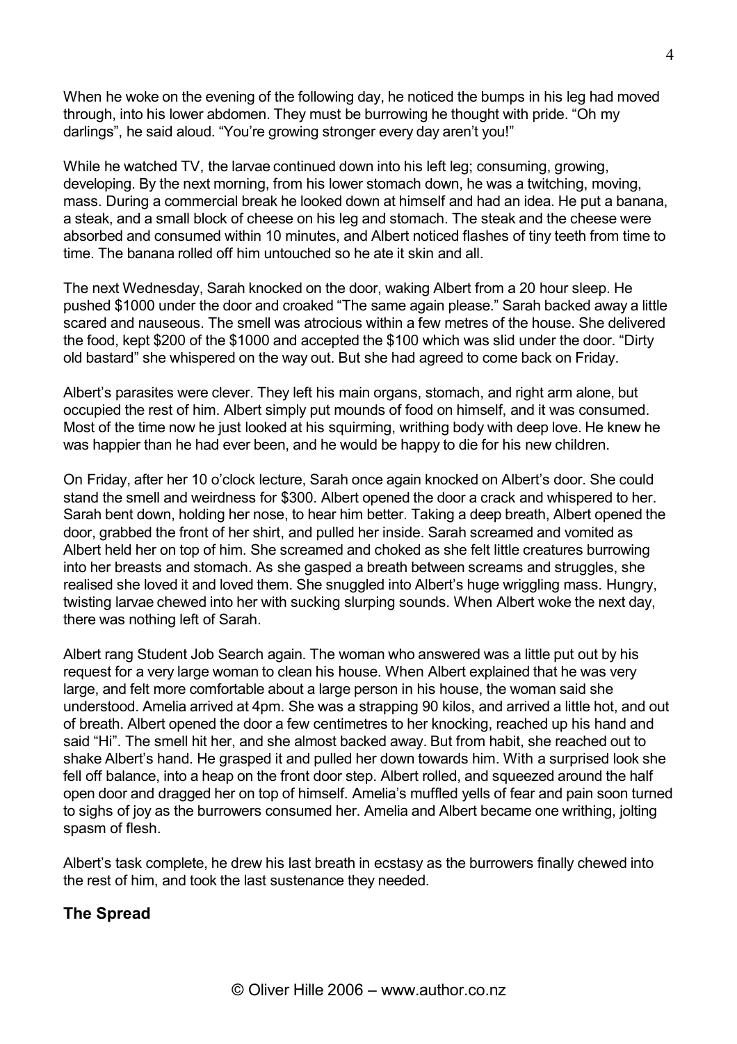When he woke on the evening of the following day, he noticed the bumps in his leg had moved through, into his lower abdomen. They must be burrowing he thought with pride. “Oh my darlings”, he said aloud. “You’re growing stronger every day aren’t you!”

While he watched TV, the larvae continued down into his left leg; consuming, growing, developing. By the next morning, from his lower stomach down, he was a twitching, moving, mass. During a commercial break he looked down at himself and had an idea. He put a banana, a steak, and a small block of cheese on his leg and stomach. The steak and the cheese were absorbed and consumed within 10 minutes, and Albert noticed flashes of tiny teeth from time to time. The banana rolled off him untouched so he ate it skin and all.

The next Wednesday, Sarah knocked on the door, waking Albert from a 20 hour sleep. He pushed $1000 under the door and croaked “The same again please.” Sarah backed away a little scared and nauseous. The smell was atrocious within a few metres of the house. She delivered the food, kept $200 of the $1000 and accepted the $100 which was slid under the door. “Dirty old bastard” she whispered on the way out. But she had agreed to come back on Friday.

Albert’s parasites were clever. They left his main organs, stomach, and right arm alone, but occupied the rest of him. Albert simply put mounds of food on himself, and it was consumed. Most of the time now he just looked at his squirming, writhing body with deep love. He knew he was happier than he had ever been, and he would be happy to die for his new children.

On Friday, after her 10 o’clock lecture, Sarah once again knocked on Albert’s door. She could stand the smell and weirdness for $300. Albert opened the door a crack and whispered to her. Sarah bent down, holding her nose, to hear him better. Taking a deep breath, Albert opened the door, grabbed the front of her shirt, and pulled her inside. Sarah screamed and vomited as Albert held her on top of him. She screamed and choked as she felt little creatures burrowing into her breasts and stomach. As she gasped a breath between screams and struggles, she realised she loved it and loved them. She snuggled into Albert’s huge wriggling mass. Hungry, twisting larvae chewed into her with sucking slurping sounds. When Albert woke the next day, there was nothing left of Sarah.

Albert rang Student Job Search again. The woman who answered was a little put out by his request for a very large woman to clean his house. When Albert explained that he was very large, and felt more comfortable about a large person in his house, the woman said she understood. Amelia arrived at 4pm. She was a strapping 90 kilos, and arrived a little hot, and out of breath. Albert opened the door a few centimetres to her knocking, reached up his hand and said “Hi”. The smell hit her, and she almost backed away. But from habit, she reached out to shake Albert’s hand. He grasped it and pulled her down towards him. With a surprised look she fell off balance, into a heap on the front door step. Albert rolled, and squeezed around the half open door and dragged her on top of himself. Amelia’s muffled yells of fear and pain soon turned to sighs of joy as the burrowers consumed her. Amelia and Albert became one writhing, jolting spasm of flesh.

Albert’s task complete, he drew his last breath in ecstasy as the burrowers finally chewed into the rest of him, and took the last sustenance they needed.

## The Spread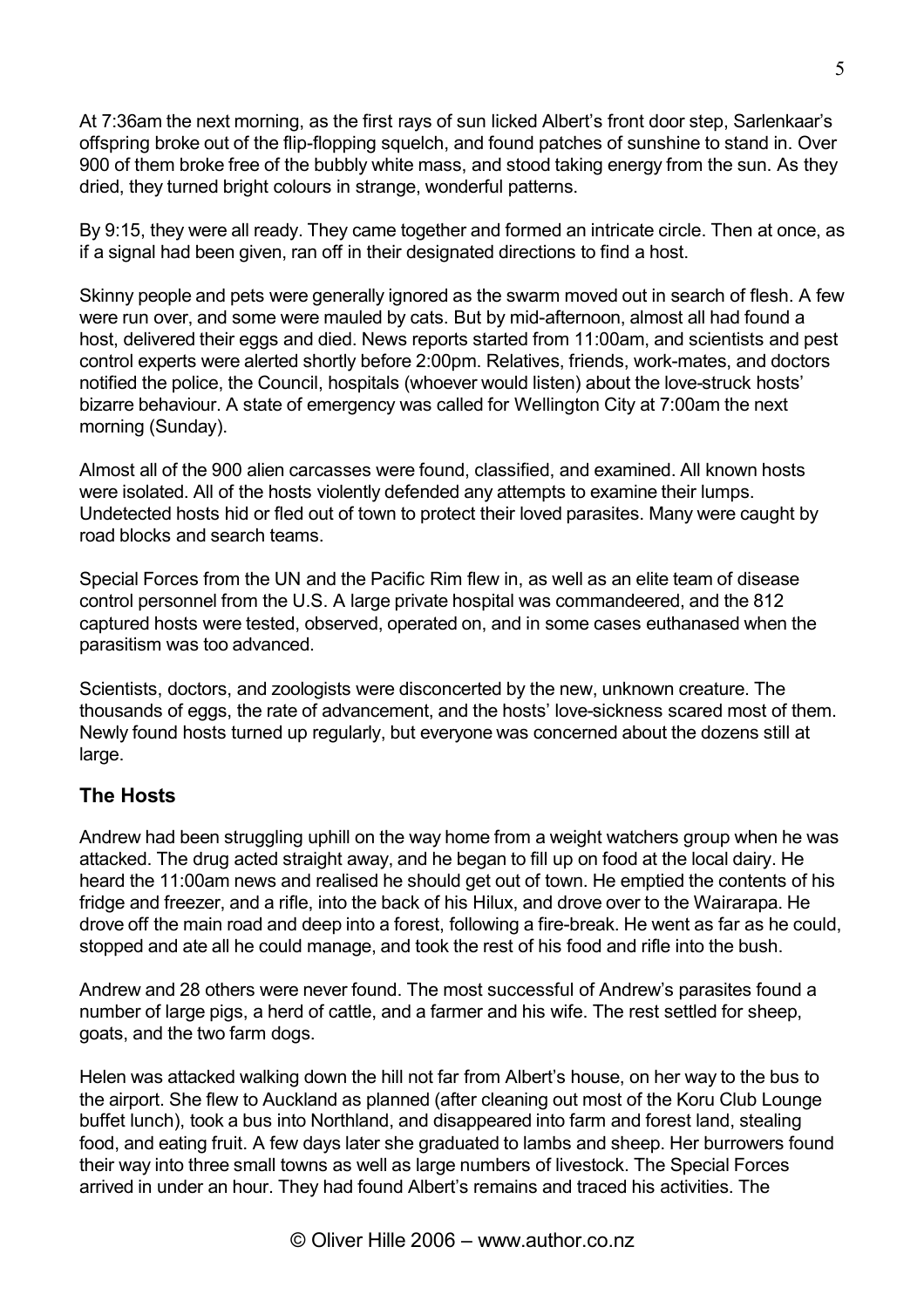At 7:36am the next morning, as the first rays of sun licked Albert's front door step, Sarlenkaar's offspring broke out of the flip-flopping squelch, and found patches of sunshine to stand in. Over 900 of them broke free of the bubbly white mass, and stood taking energy from the sun. As they dried, they turned bright colours in strange, wonderful patterns.

By 9:15, they were all ready. They came together and formed an intricate circle. Then at once, as if a signal had been given, ran off in their designated directions to find a host.

Skinny people and pets were generally ignored as the swarm moved out in search of flesh. A few were run over, and some were mauled by cats. But by mid-afternoon, almost all had found a host, delivered their eggs and died. News reports started from 11:00am, and scientists and pest control experts were alerted shortly before 2:00pm. Relatives, friends, work-mates, and doctors notified the police, the Council, hospitals (whoever would listen) about the love-struck hosts' bizarre behaviour. A state of emergency was called for Wellington City at 7:00am the next morning (Sunday).

Almost all of the 900 alien carcasses were found, classified, and examined. All known hosts were isolated. All of the hosts violently defended any attempts to examine their lumps. Undetected hosts hid or fled out of town to protect their loved parasites. Many were caught by road blocks and search teams.

Special Forces from the UN and the Pacific Rim flew in, as well as an elite team of disease control personnel from the U.S. A large private hospital was commandeered, and the 812 captured hosts were tested, observed, operated on, and in some cases euthanased when the parasitism was too advanced.

Scientists, doctors, and zoologists were disconcerted by the new, unknown creature. The thousands of eggs, the rate of advancement, and the hosts' love-sickness scared most of them. Newly found hosts turned up regularly, but everyone was concerned about the dozens still at large.

## The Hosts

Andrew had been struggling uphill on the way home from a weight watchers group when he was attacked. The drug acted straight away, and he began to fill up on food at the local dairy. He heard the 11:00am news and realised he should get out of town. He emptied the contents of his fridge and freezer, and a rifle, into the back of his Hilux, and drove over to the Wairarapa. He drove off the main road and deep into a forest, following a fire-break. He went as far as he could, stopped and ate all he could manage, and took the rest of his food and rifle into the bush.

Andrew and 28 others were never found. The most successful of Andrew's parasites found a number of large pigs, a herd of cattle, and a farmer and his wife. The rest settled for sheep, goats, and the two farm dogs.

Helen was attacked walking down the hill not far from Albert's house, on her way to the bus to the airport. She flew to Auckland as planned (after cleaning out most of the Koru Club Lounge buffet lunch), took a bus into Northland, and disappeared into farm and forest land, stealing food, and eating fruit. A few days later she graduated to lambs and sheep. Her burrowers found their way into three small towns as well as large numbers of livestock. The Special Forces arrived in under an hour. They had found Albert's remains and traced his activities. The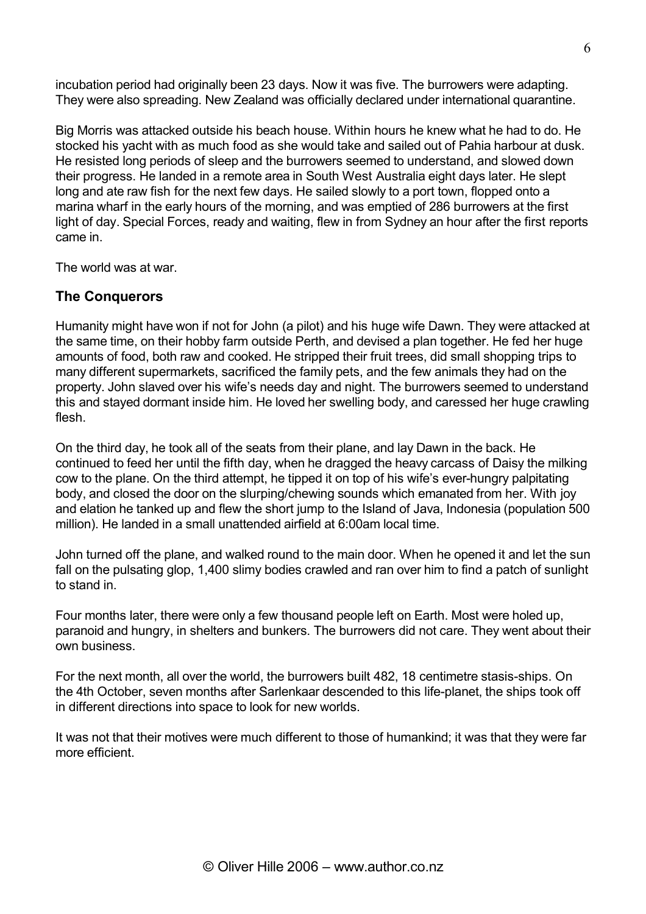incubation period had originally been 23 days. Now it was five. The burrowers were adapting. They were also spreading. New Zealand was officially declared under international quarantine.

Big Morris was attacked outside his beach house. Within hours he knew what he had to do. He stocked his yacht with as much food as she would take and sailed out of Pahia harbour at dusk. He resisted long periods of sleep and the burrowers seemed to understand, and slowed down their progress. He landed in a remote area in South West Australia eight days later. He slept long and ate raw fish for the next few days. He sailed slowly to a port town, flopped onto a marina wharf in the early hours of the morning, and was emptied of 286 burrowers at the first light of day. Special Forces, ready and waiting, flew in from Sydney an hour after the first reports came in.

The world was at war.

## The Conquerors

Humanity might have won if not for John (a pilot) and his huge wife Dawn. They were attacked at the same time, on their hobby farm outside Perth, and devised a plan together. He fed her huge amounts of food, both raw and cooked. He stripped their fruit trees, did small shopping trips to many different supermarkets, sacrificed the family pets, and the few animals they had on the property. John slaved over his wife's needs day and night. The burrowers seemed to understand this and stayed dormant inside him. He loved her swelling body, and caressed her huge crawling flesh.

On the third day, he took all of the seats from their plane, and lay Dawn in the back. He continued to feed her until the fifth day, when he dragged the heavy carcass of Daisy the milking cow to the plane. On the third attempt, he tipped it on top of his wife's ever-hungry palpitating body, and closed the door on the slurping/chewing sounds which emanated from her. With joy and elation he tanked up and flew the short jump to the Island of Java, Indonesia (population 500 million). He landed in a small unattended airfield at 6:00am local time.

John turned off the plane, and walked round to the main door. When he opened it and let the sun fall on the pulsating glop, 1,400 slimy bodies crawled and ran over him to find a patch of sunlight to stand in.

Four months later, there were only a few thousand people left on Earth. Most were holed up, paranoid and hungry, in shelters and bunkers. The burrowers did not care. They went about their own business.

For the next month, all over the world, the burrowers built 482, 18 centimetre stasis-ships. On the 4th October, seven months after Sarlenkaar descended to this life-planet, the ships took off in different directions into space to look for new worlds.

It was not that their motives were much different to those of humankind; it was that they were far more efficient.

© Oliver Hille 2006 – www.author.co.nz